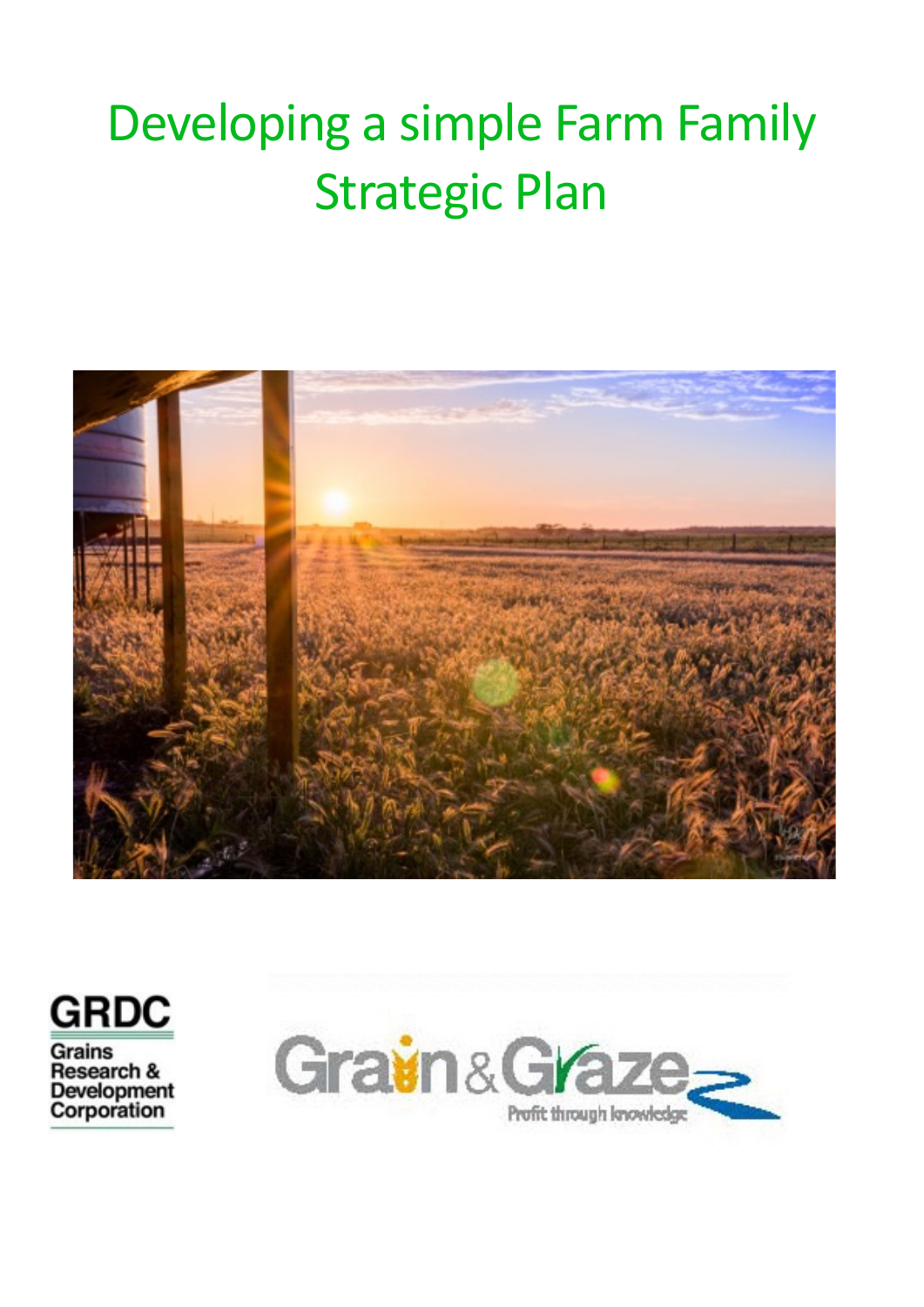# Developing a simple Farm Family Strategic Plan

GRDC
Grains Research & Development Corporation

Grain & Graze
Profit through knowledge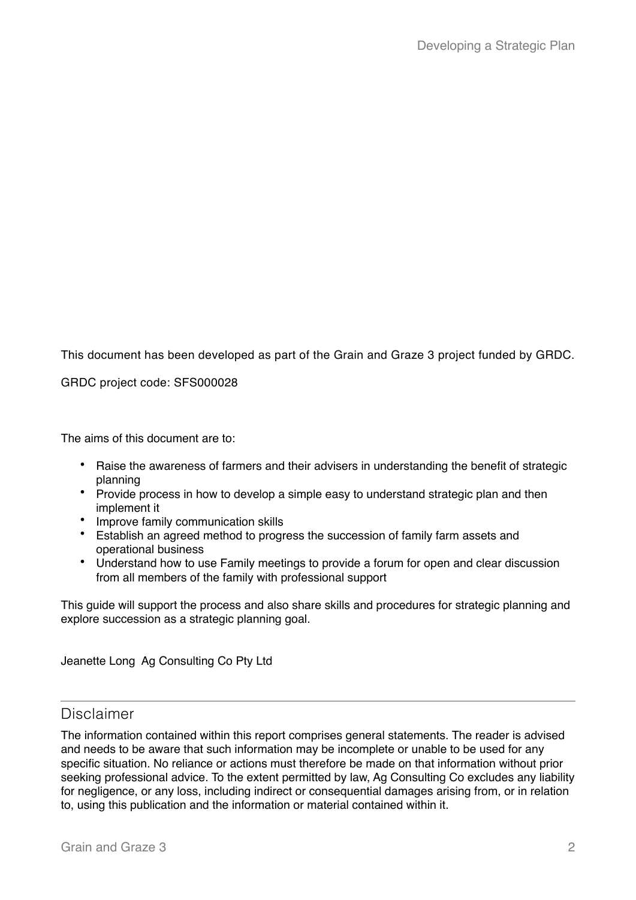This document has been developed as part of the Grain and Graze 3 project funded by GRDC.

GRDC project code: SFS000028

The aims of this document are to:

- Raise the awareness of farmers and their advisers in understanding the benefit of strategic planning
- Provide process in how to develop a simple easy to understand strategic plan and then implement it
- Improve family communication skills
- Establish an agreed method to progress the succession of family farm assets and operational business
- Understand how to use Family meetings to provide a forum for open and clear discussion from all members of the family with professional support

This guide will support the process and also share skills and procedures for strategic planning and explore succession as a strategic planning goal.

Jeanette Long Ag Consulting Co Pty Ltd

## Disclaimer

The information contained within this report comprises general statements. The reader is advised and needs to be aware that such information may be incomplete or unable to be used for any specific situation. No reliance or actions must therefore be made on that information without prior seeking professional advice. To the extent permitted by law, Ag Consulting Co excludes any liability for negligence, or any loss, including indirect or consequential damages arising from, or in relation to, using this publication and the information or material contained within it.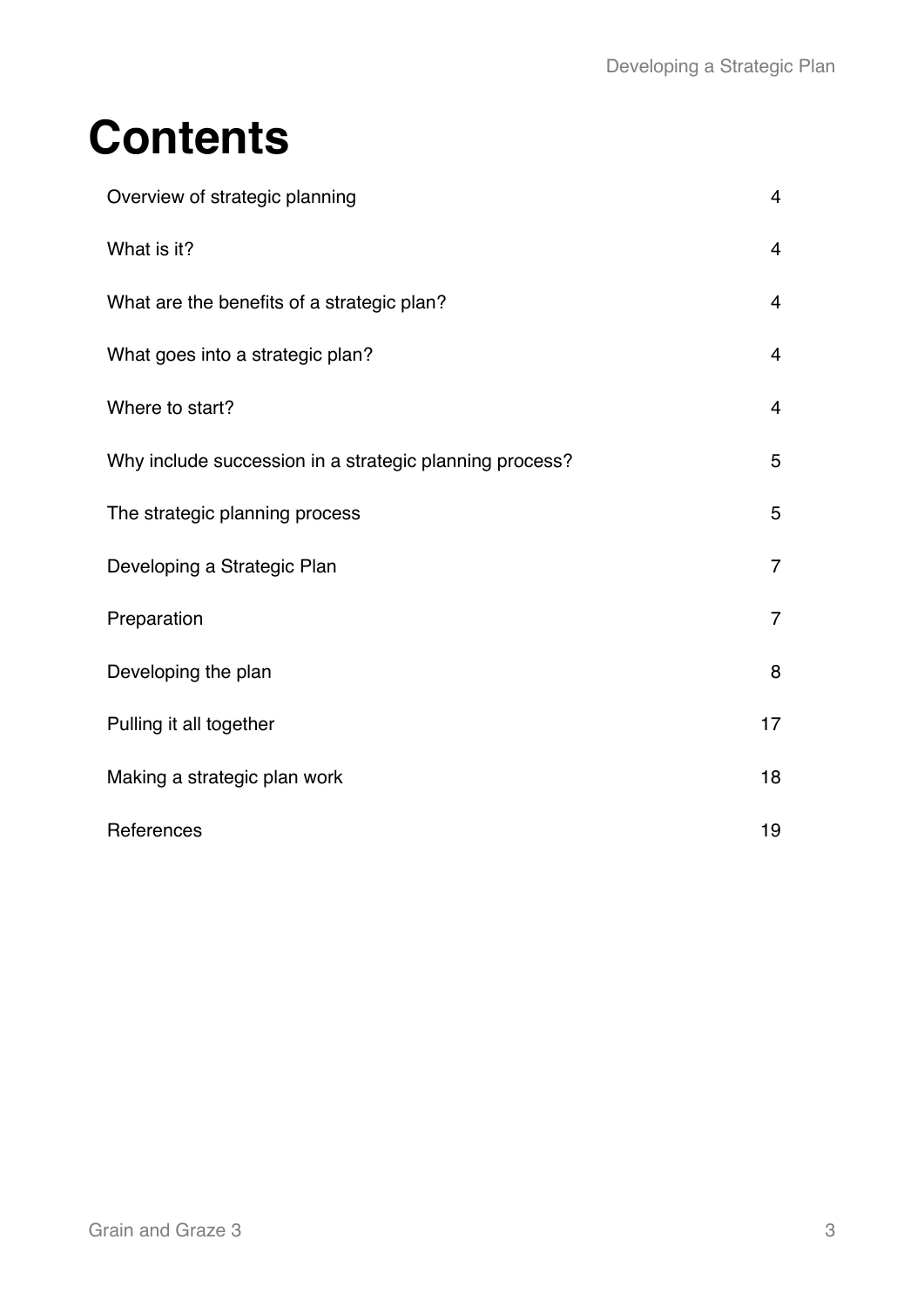# Contents

| | |
|---|---|
| Overview of strategic planning | 4 |
| What is it? | 4 |
| What are the benefits of a strategic plan? | 4 |
| What goes into a strategic plan? | 4 |
| Where to start? | 4 |
| Why include succession in a strategic planning process? | 5 |
| The strategic planning process | 5 |
| Developing a Strategic Plan | 7 |
| Preparation | 7 |
| Developing the plan | 8 |
| Pulling it all together | 17 |
| Making a strategic plan work | 18 |
| References | 19 |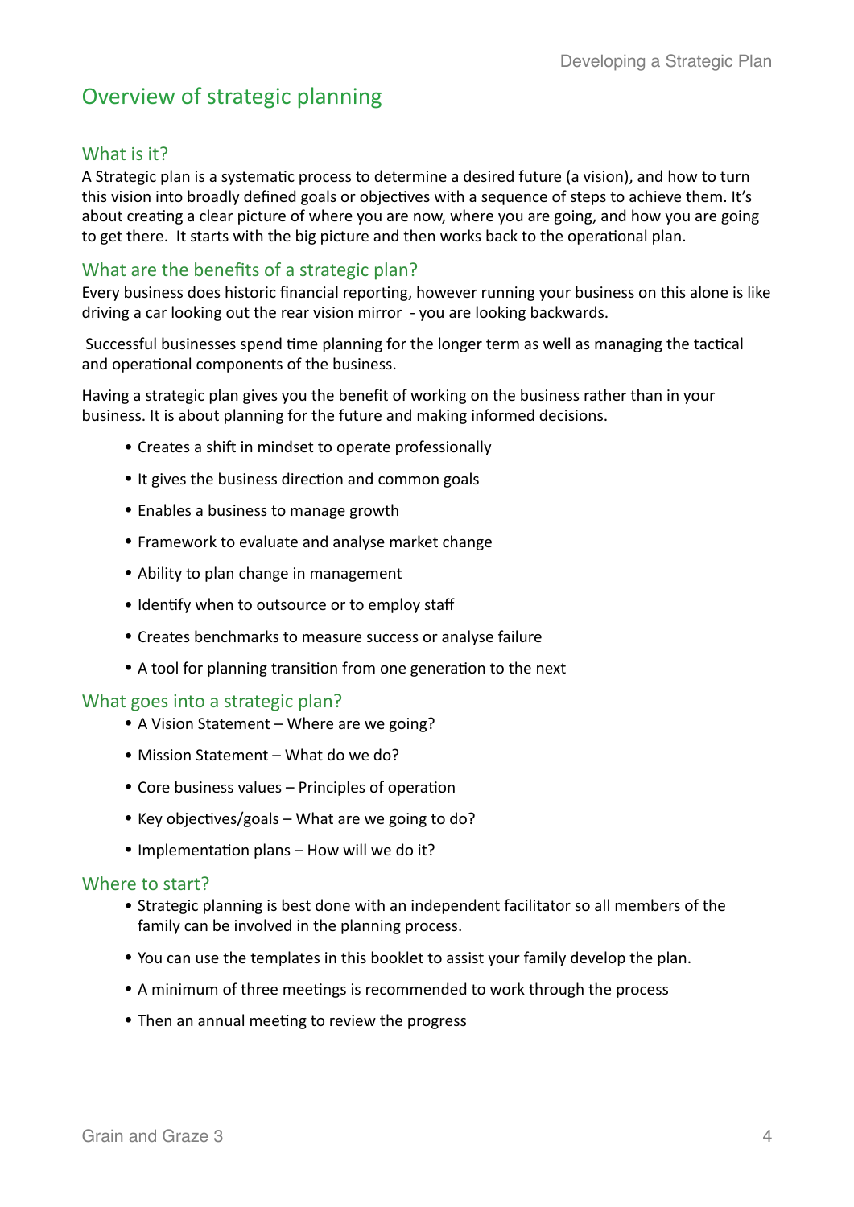# Overview of strategic planning

## What is it?

A Strategic plan is a systematic process to determine a desired future (a vision), and how to turn this vision into broadly defined goals or objectives with a sequence of steps to achieve them. It's about creating a clear picture of where you are now, where you are going, and how you are going to get there. It starts with the big picture and then works back to the operational plan.

## What are the benefits of a strategic plan?

Every business does historic financial reporting, however running your business on this alone is like driving a car looking out the rear vision mirror - you are looking backwards.

Successful businesses spend time planning for the longer term as well as managing the tactical and operational components of the business.

Having a strategic plan gives you the benefit of working on the business rather than in your business. It is about planning for the future and making informed decisions.

- Creates a shift in mindset to operate professionally
- It gives the business direction and common goals
- Enables a business to manage growth
- Framework to evaluate and analyse market change
- Ability to plan change in management
- Identify when to outsource or to employ staff
- Creates benchmarks to measure success or analyse failure
- A tool for planning transition from one generation to the next

## What goes into a strategic plan?

- A Vision Statement – Where are we going?
- Mission Statement – What do we do?
- Core business values – Principles of operation
- Key objectives/goals – What are we going to do?
- Implementation plans – How will we do it?

## Where to start?

- Strategic planning is best done with an independent facilitator so all members of the family can be involved in the planning process.
- You can use the templates in this booklet to assist your family develop the plan.
- A minimum of three meetings is recommended to work through the process
- Then an annual meeting to review the progress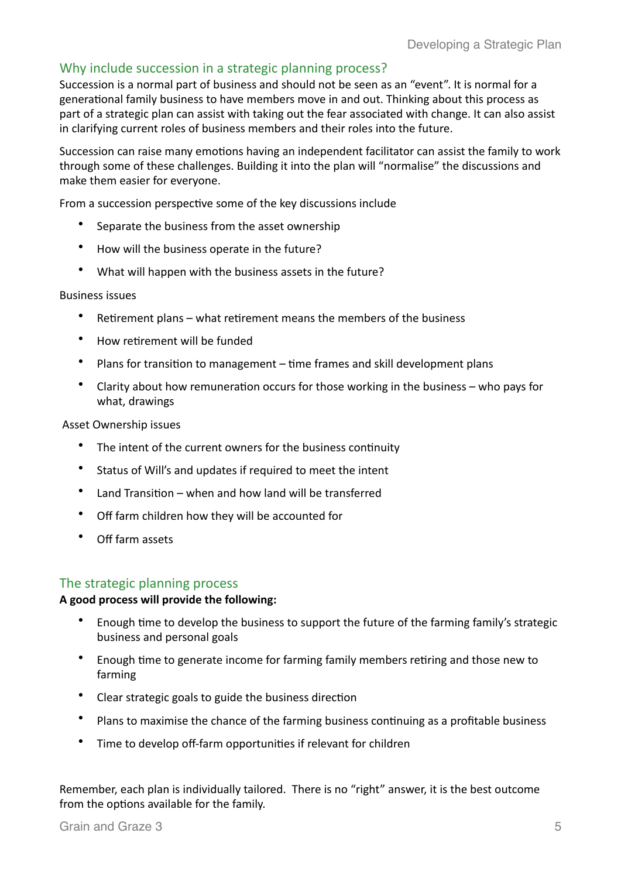## Why include succession in a strategic planning process?

Succession is a normal part of business and should not be seen as an "event". It is normal for a generational family business to have members move in and out. Thinking about this process as part of a strategic plan can assist with taking out the fear associated with change. It can also assist in clarifying current roles of business members and their roles into the future.

Succession can raise many emotions having an independent facilitator can assist the family to work through some of these challenges. Building it into the plan will "normalise" the discussions and make them easier for everyone.

From a succession perspective some of the key discussions include

- Separate the business from the asset ownership
- How will the business operate in the future?
- What will happen with the business assets in the future?

Business issues

- Retirement plans – what retirement means the members of the business
- How retirement will be funded
- Plans for transition to management – time frames and skill development plans
- Clarity about how remuneration occurs for those working in the business – who pays for what, drawings

Asset Ownership issues

- The intent of the current owners for the business continuity
- Status of Will's and updates if required to meet the intent
- Land Transition – when and how land will be transferred
- Off farm children how they will be accounted for
- Off farm assets

## The strategic planning process

**A good process will provide the following:**

- Enough time to develop the business to support the future of the farming family's strategic business and personal goals
- Enough time to generate income for farming family members retiring and those new to farming
- Clear strategic goals to guide the business direction
- Plans to maximise the chance of the farming business continuing as a profitable business
- Time to develop off-farm opportunities if relevant for children

Remember, each plan is individually tailored. There is no "right" answer, it is the best outcome from the options available for the family.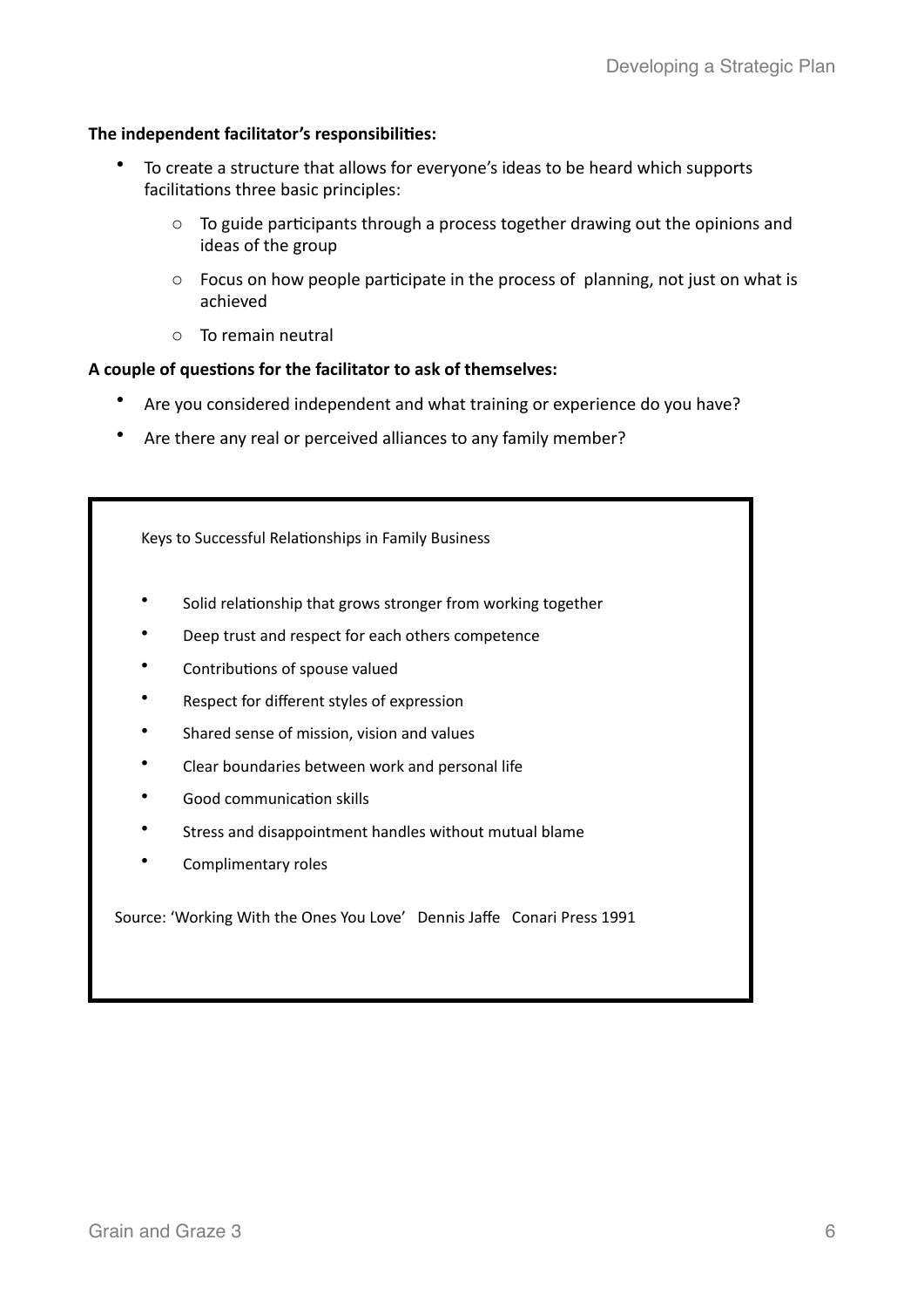**The independent facilitator's responsibilities:**

- To create a structure that allows for everyone's ideas to be heard which supports facilitations three basic principles:
  - To guide participants through a process together drawing out the opinions and ideas of the group
  - Focus on how people participate in the process of planning, not just on what is achieved
  - To remain neutral

**A couple of questions for the facilitator to ask of themselves:**

- Are you considered independent and what training or experience do you have?
- Are there any real or perceived alliances to any family member?

Keys to Successful Relationships in Family Business

- Solid relationship that grows stronger from working together
- Deep trust and respect for each others competence
- Contributions of spouse valued
- Respect for different styles of expression
- Shared sense of mission, vision and values
- Clear boundaries between work and personal life
- Good communication skills
- Stress and disappointment handles without mutual blame
- Complimentary roles

Source: 'Working With the Ones You Love' Dennis Jaffe Conari Press 1991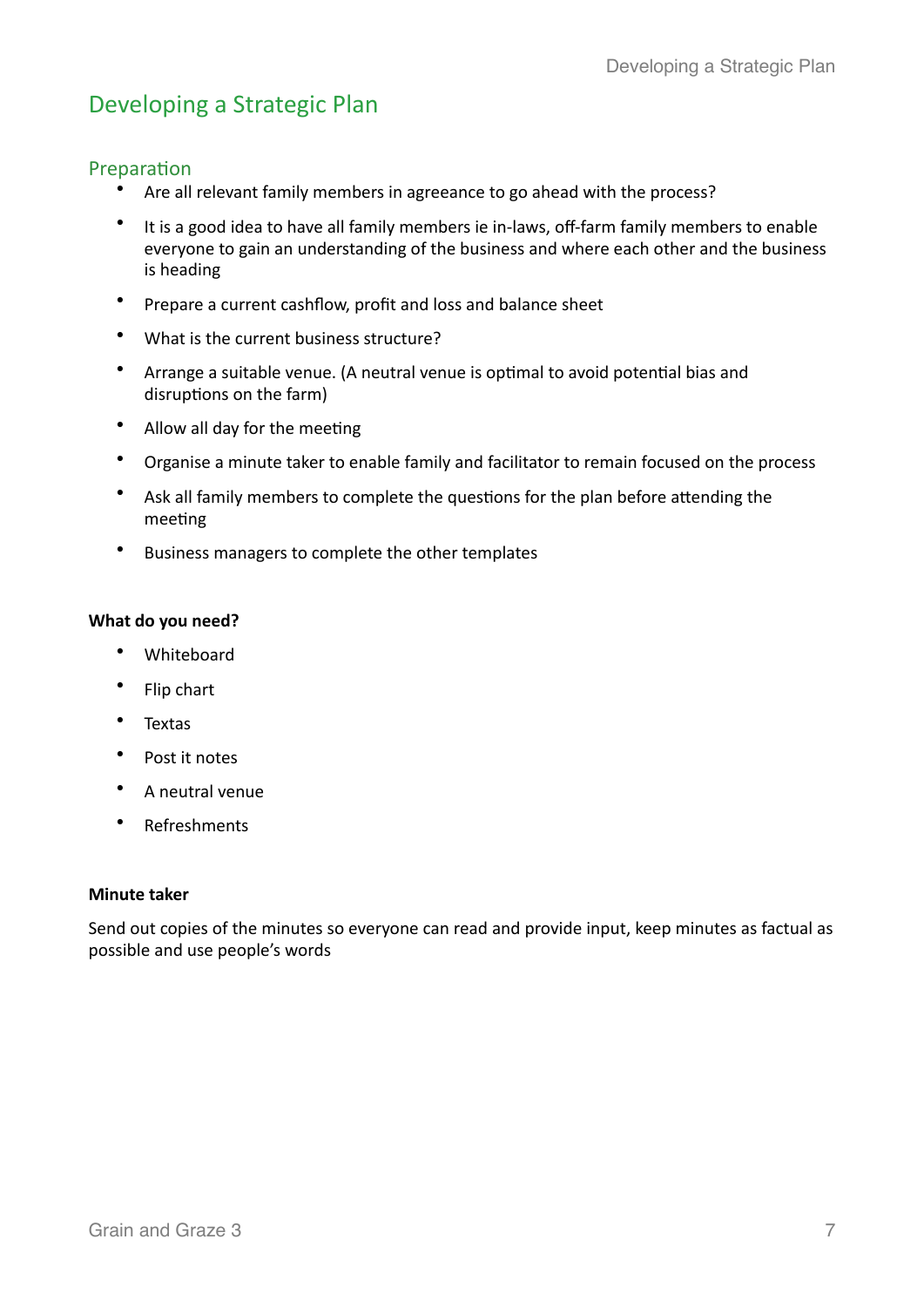## Developing a Strategic Plan

### Preparation

- Are all relevant family members in agreeance to go ahead with the process?
- It is a good idea to have all family members ie in-laws, off-farm family members to enable everyone to gain an understanding of the business and where each other and the business is heading
- Prepare a current cashflow, profit and loss and balance sheet
- What is the current business structure?
- Arrange a suitable venue. (A neutral venue is optimal to avoid potential bias and disruptions on the farm)
- Allow all day for the meeting
- Organise a minute taker to enable family and facilitator to remain focused on the process
- Ask all family members to complete the questions for the plan before attending the meeting
- Business managers to complete the other templates

**What do you need?**

- Whiteboard
- Flip chart
- Textas
- Post it notes
- A neutral venue
- Refreshments

**Minute taker**

Send out copies of the minutes so everyone can read and provide input, keep minutes as factual as possible and use people's words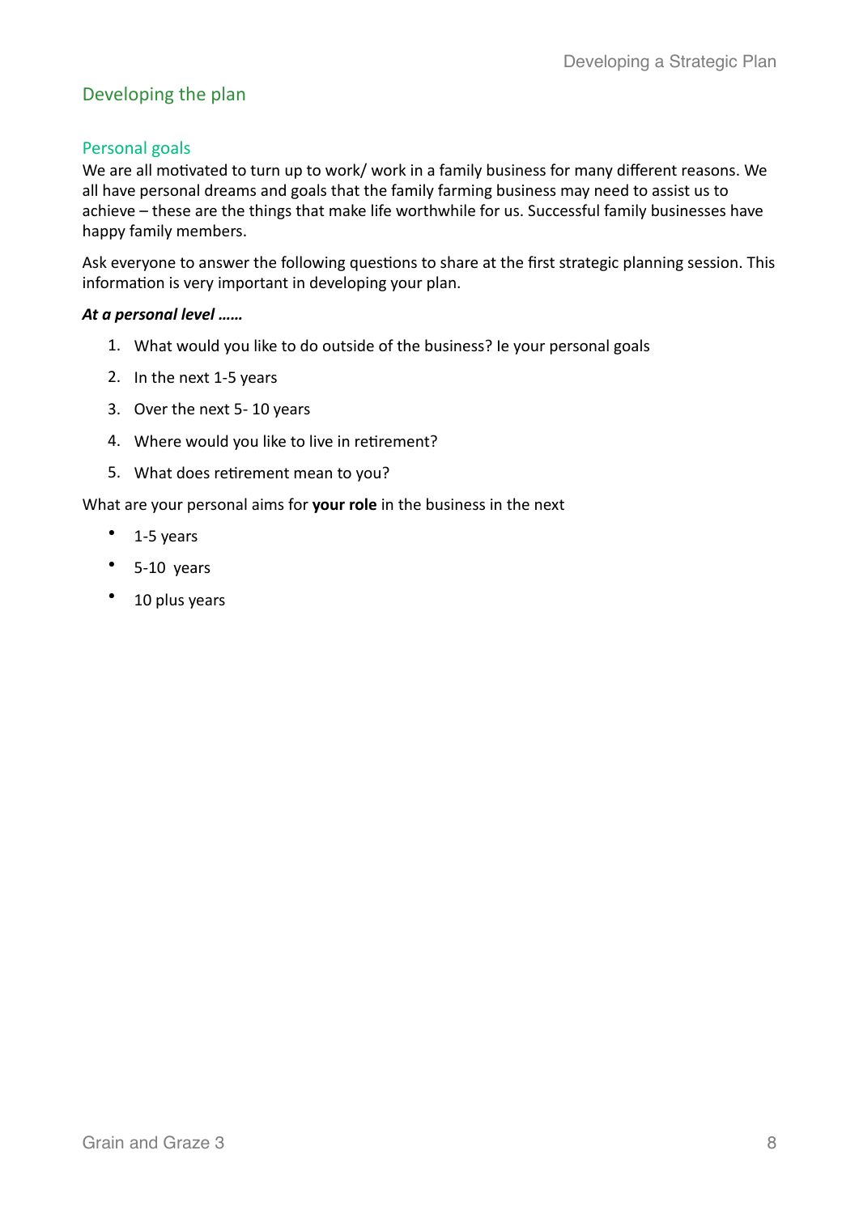## Developing the plan

### Personal goals

We are all motivated to turn up to work/ work in a family business for many different reasons. We all have personal dreams and goals that the family farming business may need to assist us to achieve – these are the things that make life worthwhile for us. Successful family businesses have happy family members.

Ask everyone to answer the following questions to share at the first strategic planning session. This information is very important in developing your plan.

***At a personal level ……***

1. What would you like to do outside of the business? Ie your personal goals
2. In the next 1-5 years
3. Over the next 5- 10 years
4. Where would you like to live in retirement?
5. What does retirement mean to you?

What are your personal aims for **your role** in the business in the next

- 1-5 years
- 5-10 years
- 10 plus years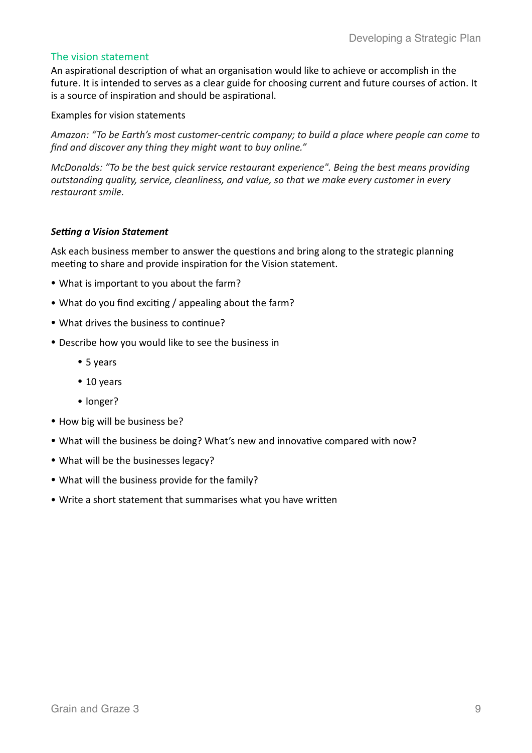## The vision statement

An aspirational description of what an organisation would like to achieve or accomplish in the future. It is intended to serves as a clear guide for choosing current and future courses of action. It is a source of inspiration and should be aspirational.

Examples for vision statements

*Amazon: "To be Earth's most customer-centric company; to build a place where people can come to find and discover any thing they might want to buy online."*

*McDonalds: "To be the best quick service restaurant experience". Being the best means providing outstanding quality, service, cleanliness, and value, so that we make every customer in every restaurant smile.*

### *Setting a Vision Statement*

Ask each business member to answer the questions and bring along to the strategic planning meeting to share and provide inspiration for the Vision statement.

- What is important to you about the farm?
- What do you find exciting / appealing about the farm?
- What drives the business to continue?
- Describe how you would like to see the business in
  - 5 years
  - 10 years
  - longer?
- How big will be business be?
- What will the business be doing? What's new and innovative compared with now?
- What will be the businesses legacy?
- What will the business provide for the family?
- Write a short statement that summarises what you have written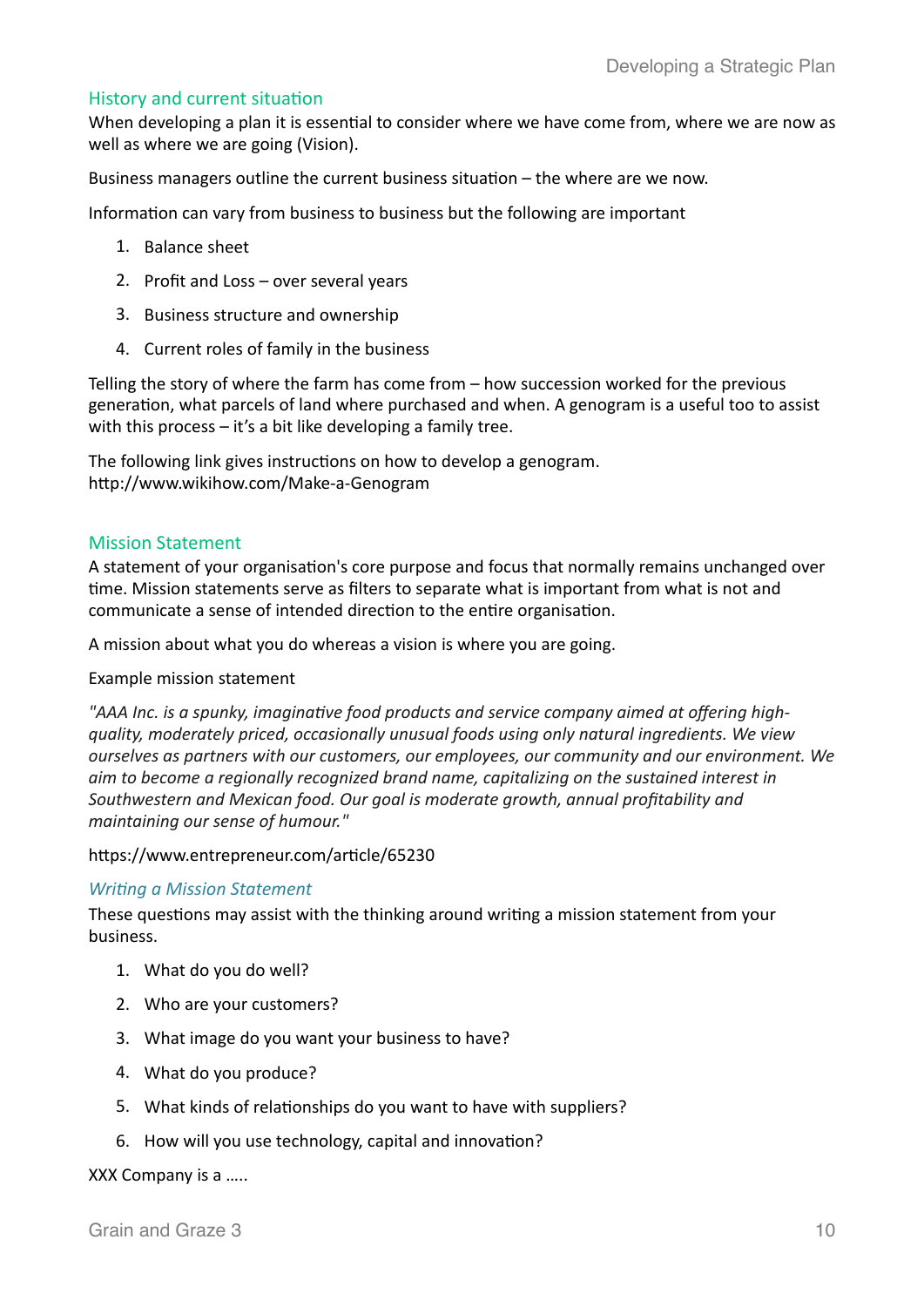## History and current situation

When developing a plan it is essential to consider where we have come from, where we are now as well as where we are going (Vision).

Business managers outline the current business situation – the where are we now.

Information can vary from business to business but the following are important

1. Balance sheet
2. Profit and Loss – over several years
3. Business structure and ownership
4. Current roles of family in the business

Telling the story of where the farm has come from – how succession worked for the previous generation, what parcels of land where purchased and when. A genogram is a useful too to assist with this process – it's a bit like developing a family tree.

The following link gives instructions on how to develop a genogram.
http://www.wikihow.com/Make-a-Genogram

## Mission Statement

A statement of your organisation's core purpose and focus that normally remains unchanged over time. Mission statements serve as filters to separate what is important from what is not and communicate a sense of intended direction to the entire organisation.

A mission about what you do whereas a vision is where you are going.

Example mission statement

*"AAA Inc. is a spunky, imaginative food products and service company aimed at offering high-quality, moderately priced, occasionally unusual foods using only natural ingredients. We view ourselves as partners with our customers, our employees, our community and our environment. We aim to become a regionally recognized brand name, capitalizing on the sustained interest in Southwestern and Mexican food. Our goal is moderate growth, annual profitability and maintaining our sense of humour."*

https://www.entrepreneur.com/article/65230

### *Writing a Mission Statement*

These questions may assist with the thinking around writing a mission statement from your business.

1. What do you do well?
2. Who are your customers?
3. What image do you want your business to have?
4. What do you produce?
5. What kinds of relationships do you want to have with suppliers?
6. How will you use technology, capital and innovation?

XXX Company is a …..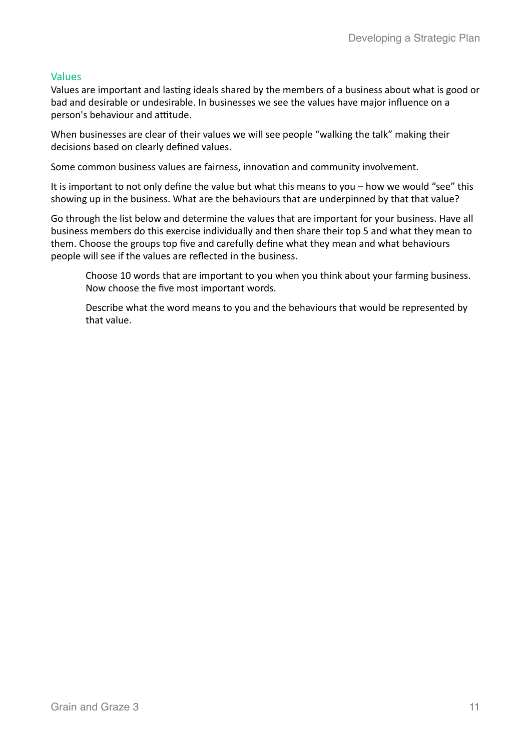## Values

Values are important and lasting ideals shared by the members of a business about what is good or bad and desirable or undesirable. In businesses we see the values have major influence on a person's behaviour and attitude.

When businesses are clear of their values we will see people "walking the talk" making their decisions based on clearly defined values.

Some common business values are fairness, innovation and community involvement.

It is important to not only define the value but what this means to you – how we would "see" this showing up in the business. What are the behaviours that are underpinned by that that value?

Go through the list below and determine the values that are important for your business. Have all business members do this exercise individually and then share their top 5 and what they mean to them. Choose the groups top five and carefully define what they mean and what behaviours people will see if the values are reflected in the business.

> Choose 10 words that are important to you when you think about your farming business. Now choose the five most important words.
>
> Describe what the word means to you and the behaviours that would be represented by that value.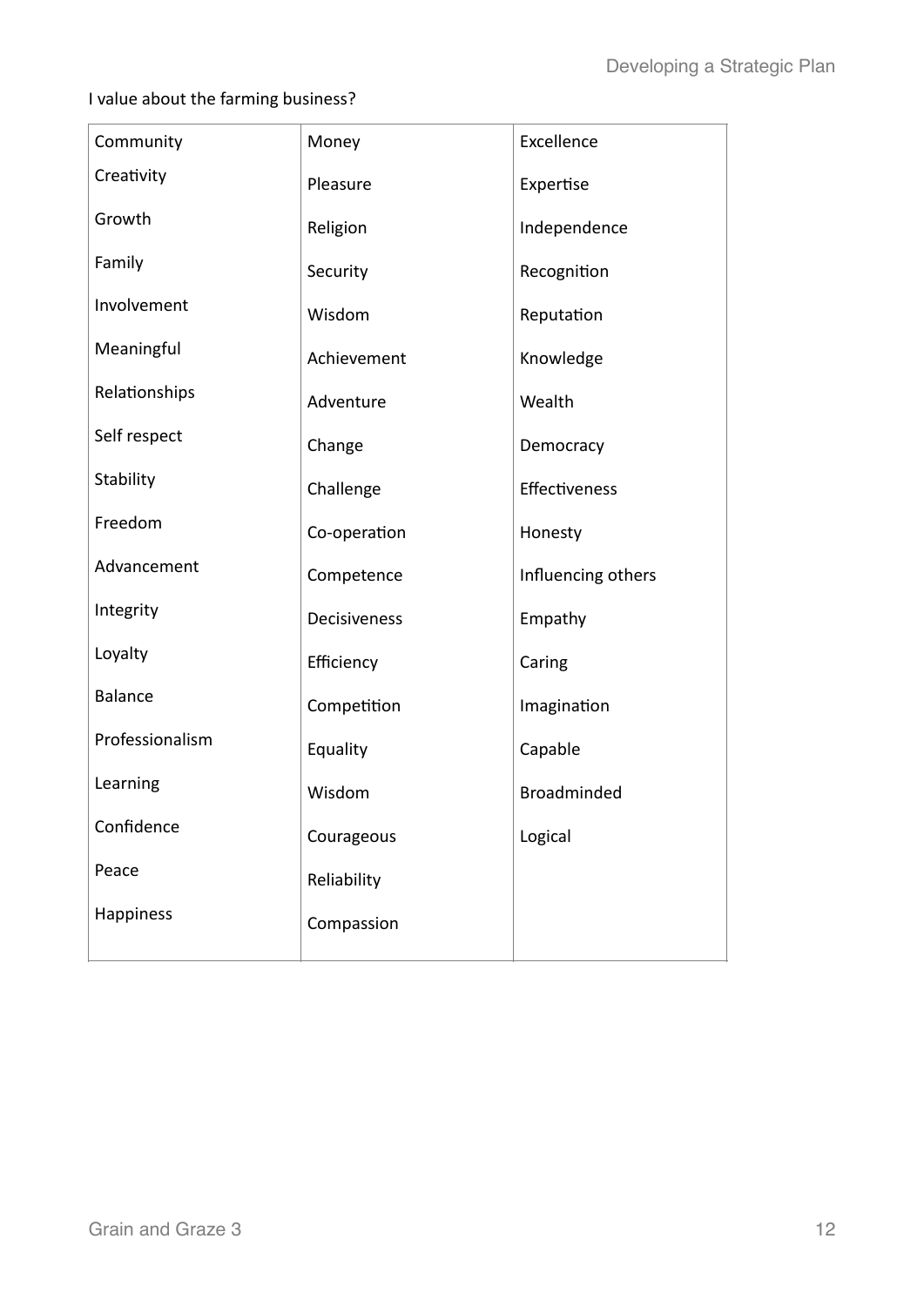I value about the farming business?

| | | |
|---|---|---|
| Community | Money | Excellence |
| Creativity | Pleasure | Expertise |
| Growth | Religion | Independence |
| Family | Security | Recognition |
| Involvement | Wisdom | Reputation |
| Meaningful | Achievement | Knowledge |
| Relationships | Adventure | Wealth |
| Self respect | Change | Democracy |
| Stability | Challenge | Effectiveness |
| Freedom | Co-operation | Honesty |
| Advancement | Competence | Influencing others |
| Integrity | Decisiveness | Empathy |
| Loyalty | Efficiency | Caring |
| Balance | Competition | Imagination |
| Professionalism | Equality | Capable |
| Learning | Wisdom | Broadminded |
| Confidence | Courageous | Logical |
| Peace | Reliability | |
| Happiness | Compassion | |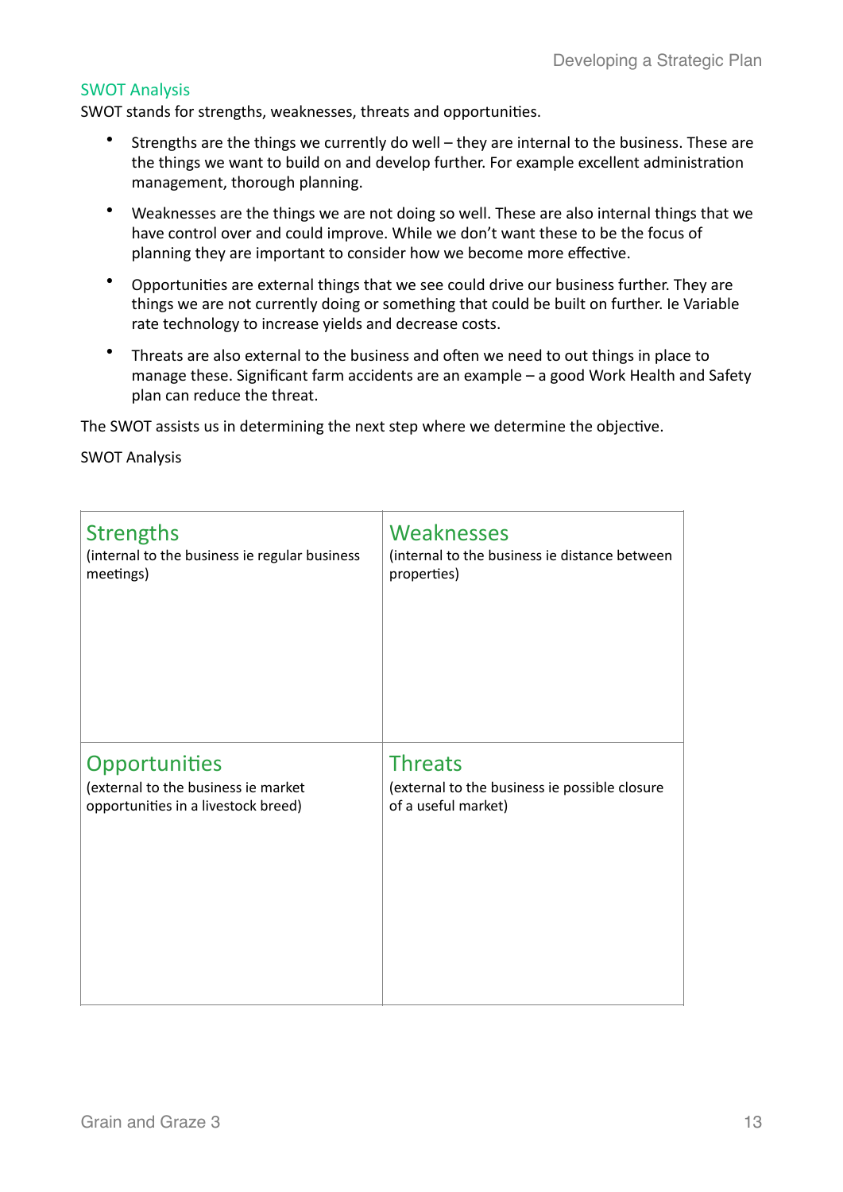## SWOT Analysis

SWOT stands for strengths, weaknesses, threats and opportunities.

- Strengths are the things we currently do well – they are internal to the business. These are the things we want to build on and develop further. For example excellent administration management, thorough planning.
- Weaknesses are the things we are not doing so well. These are also internal things that we have control over and could improve. While we don't want these to be the focus of planning they are important to consider how we become more effective.
- Opportunities are external things that we see could drive our business further. They are things we are not currently doing or something that could be built on further. Ie Variable rate technology to increase yields and decrease costs.
- Threats are also external to the business and often we need to out things in place to manage these. Significant farm accidents are an example – a good Work Health and Safety plan can reduce the threat.

The SWOT assists us in determining the next step where we determine the objective.

SWOT Analysis

| **Strengths**<br>(internal to the business ie regular business meetings) | **Weaknesses**<br>(internal to the business ie distance between properties) |
|---|---|
| **Opportunities**<br>(external to the business ie market opportunities in a livestock breed) | **Threats**<br>(external to the business ie possible closure of a useful market) |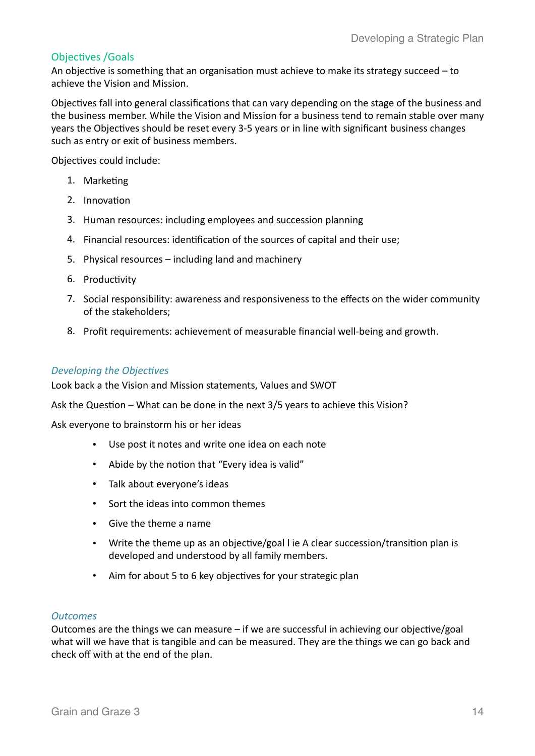## Objectives /Goals

An objective is something that an organisation must achieve to make its strategy succeed – to achieve the Vision and Mission.

Objectives fall into general classifications that can vary depending on the stage of the business and the business member. While the Vision and Mission for a business tend to remain stable over many years the Objectives should be reset every 3-5 years or in line with significant business changes such as entry or exit of business members.

Objectives could include:

1. Marketing
2. Innovation
3. Human resources: including employees and succession planning
4. Financial resources: identification of the sources of capital and their use;
5. Physical resources – including land and machinery
6. Productivity
7. Social responsibility: awareness and responsiveness to the effects on the wider community of the stakeholders;
8. Profit requirements: achievement of measurable financial well-being and growth.

### *Developing the Objectives*

Look back a the Vision and Mission statements, Values and SWOT

Ask the Question – What can be done in the next 3/5 years to achieve this Vision?

Ask everyone to brainstorm his or her ideas

- Use post it notes and write one idea on each note
- Abide by the notion that "Every idea is valid"
- Talk about everyone's ideas
- Sort the ideas into common themes
- Give the theme a name
- Write the theme up as an objective/goal l ie A clear succession/transition plan is developed and understood by all family members.
- Aim for about 5 to 6 key objectives for your strategic plan

### *Outcomes*

Outcomes are the things we can measure – if we are successful in achieving our objective/goal what will we have that is tangible and can be measured. They are the things we can go back and check off with at the end of the plan.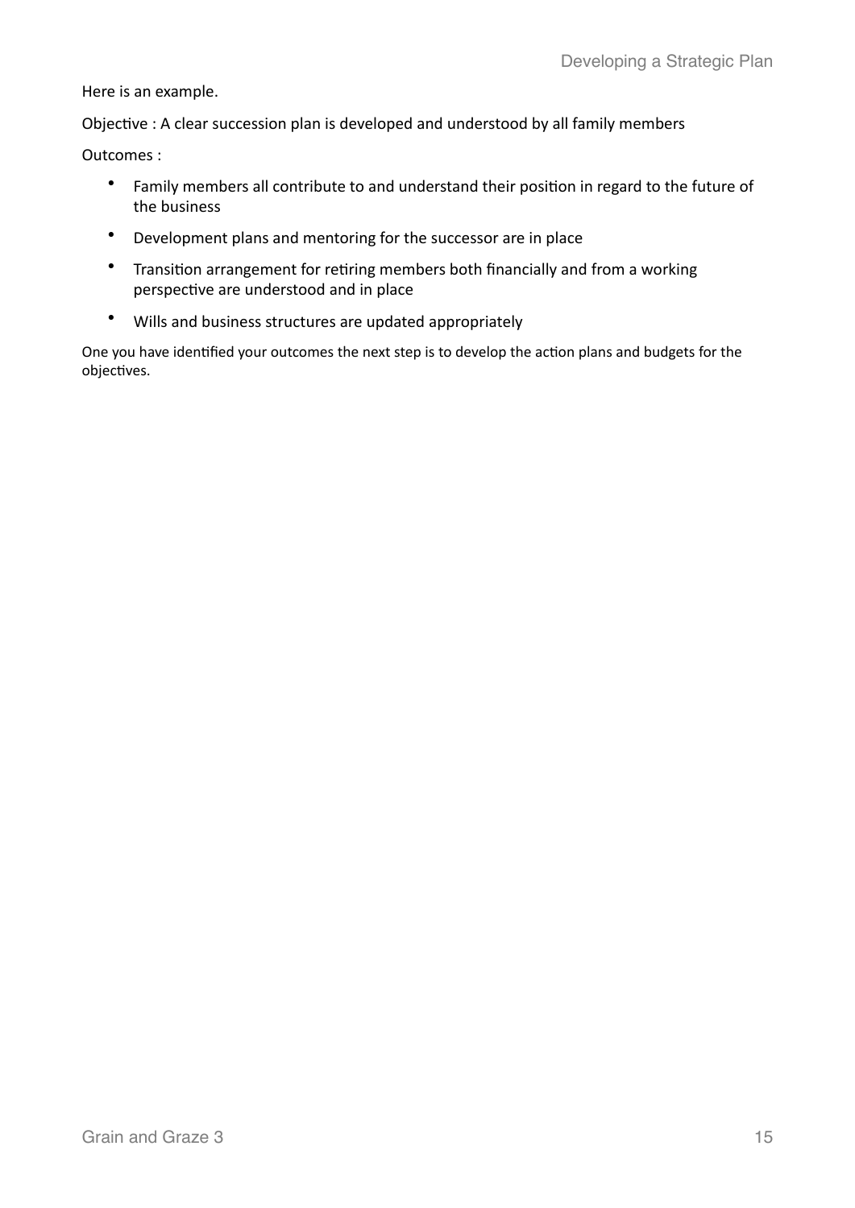Here is an example.

Objective : A clear succession plan is developed and understood by all family members

Outcomes :

- Family members all contribute to and understand their position in regard to the future of the business
- Development plans and mentoring for the successor are in place
- Transition arrangement for retiring members both financially and from a working perspective are understood and in place
- Wills and business structures are updated appropriately

One you have identified your outcomes the next step is to develop the action plans and budgets for the objectives.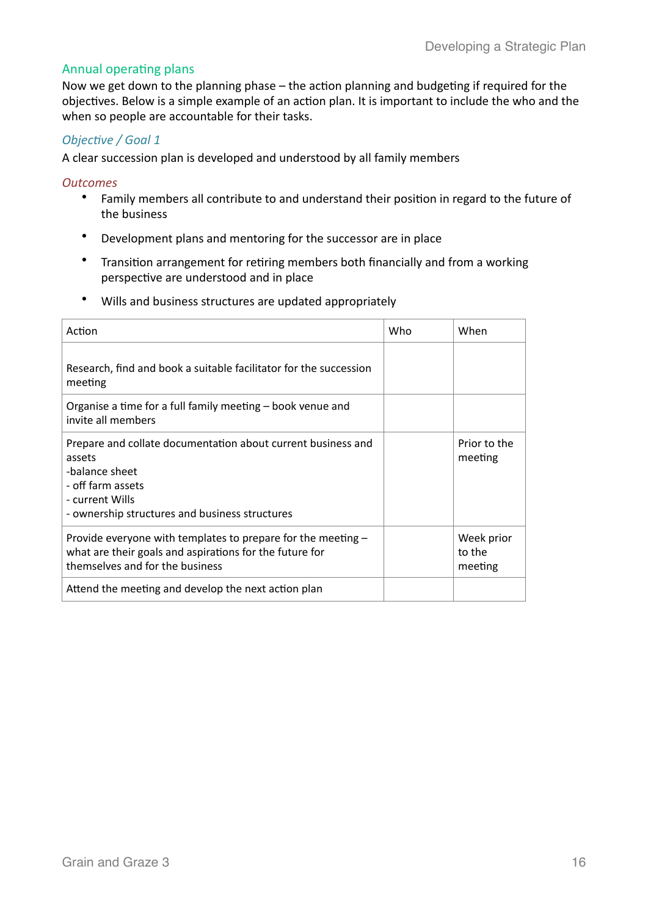## Annual operating plans

Now we get down to the planning phase – the action planning and budgeting if required for the objectives. Below is a simple example of an action plan. It is important to include the who and the when so people are accountable for their tasks.

### *Objective / Goal 1*

A clear succession plan is developed and understood by all family members

### *Outcomes*

- Family members all contribute to and understand their position in regard to the future of the business
- Development plans and mentoring for the successor are in place
- Transition arrangement for retiring members both financially and from a working perspective are understood and in place
- Wills and business structures are updated appropriately

| Action | Who | When |
|---|---|---|
| Research, find and book a suitable facilitator for the succession meeting | | |
| Organise a time for a full family meeting – book venue and invite all members | | |
| Prepare and collate documentation about current business and assets<br>-balance sheet<br>- off farm assets<br>- current Wills<br>- ownership structures and business structures | | Prior to the meeting |
| Provide everyone with templates to prepare for the meeting – what are their goals and aspirations for the future for themselves and for the business | | Week prior to the meeting |
| Attend the meeting and develop the next action plan | | |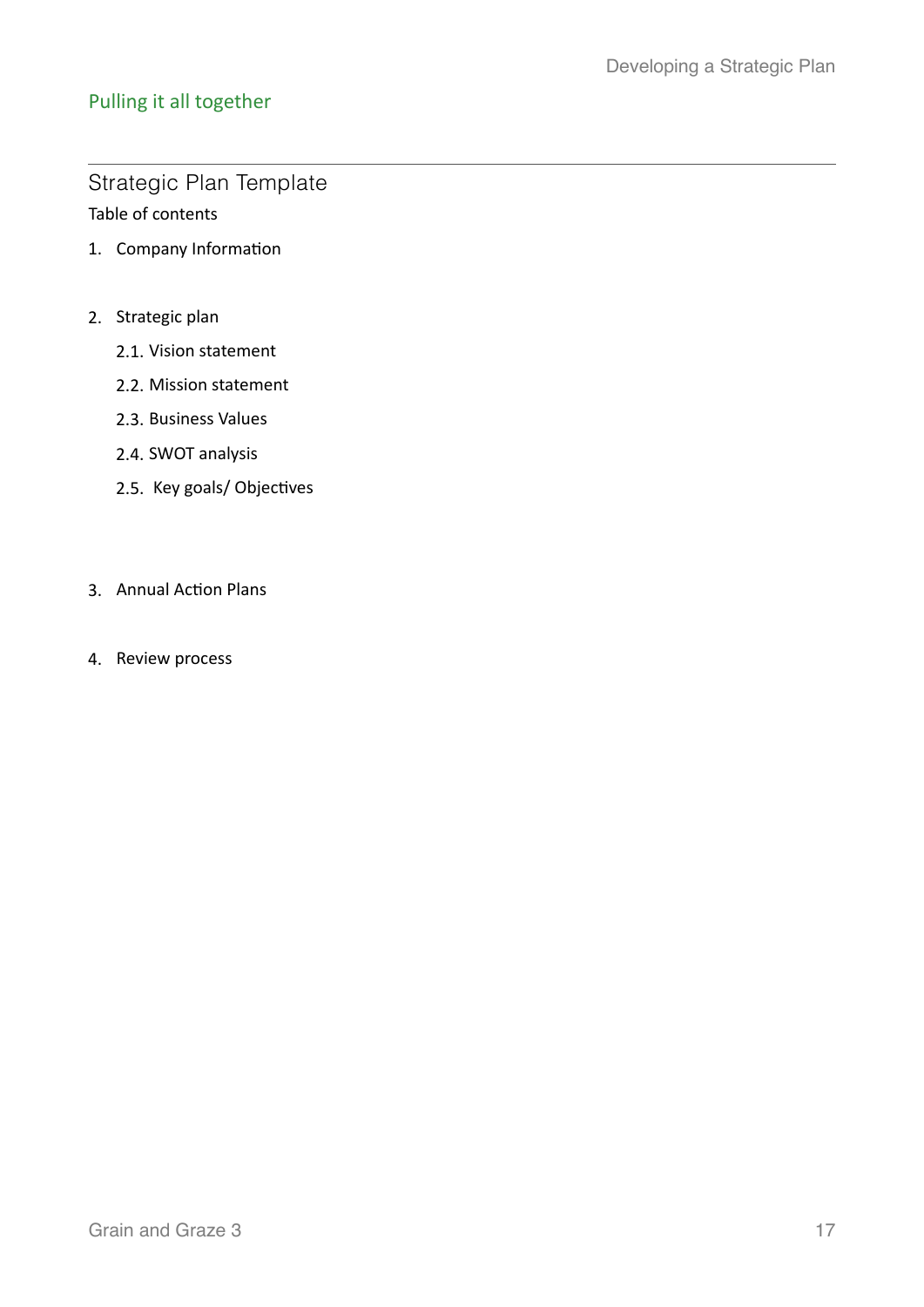## Pulling it all together

### Strategic Plan Template

Table of contents

1. Company Information

2. Strategic plan
    - 2.1. Vision statement
    - 2.2. Mission statement
    - 2.3. Business Values
    - 2.4. SWOT analysis
    - 2.5. Key goals/ Objectives

3. Annual Action Plans

4. Review process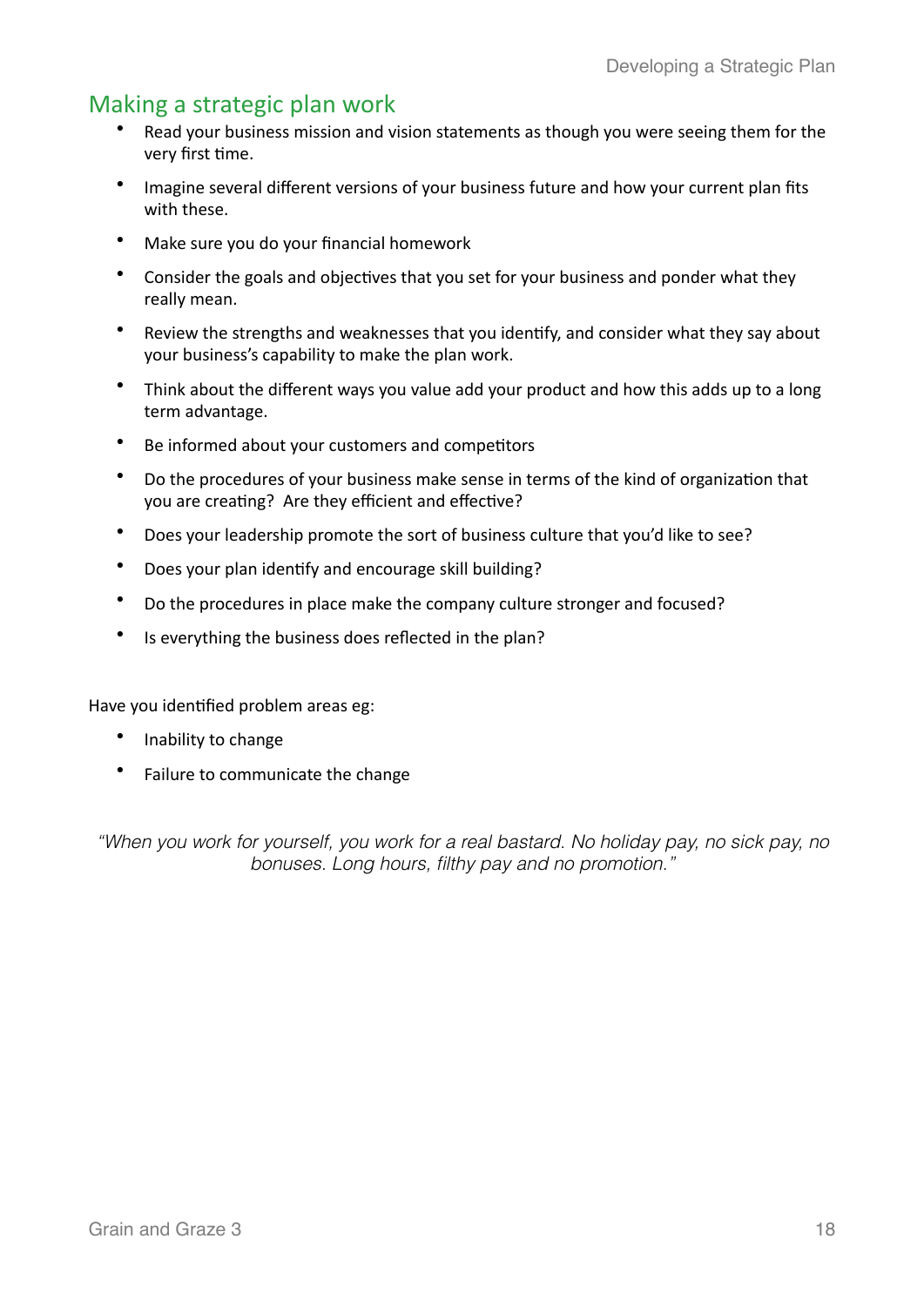## Making a strategic plan work

- Read your business mission and vision statements as though you were seeing them for the very first time.
- Imagine several different versions of your business future and how your current plan fits with these.
- Make sure you do your financial homework
- Consider the goals and objectives that you set for your business and ponder what they really mean.
- Review the strengths and weaknesses that you identify, and consider what they say about your business's capability to make the plan work.
- Think about the different ways you value add your product and how this adds up to a long term advantage.
- Be informed about your customers and competitors
- Do the procedures of your business make sense in terms of the kind of organization that you are creating? Are they efficient and effective?
- Does your leadership promote the sort of business culture that you'd like to see?
- Does your plan identify and encourage skill building?
- Do the procedures in place make the company culture stronger and focused?
- Is everything the business does reflected in the plan?

Have you identified problem areas eg:

- Inability to change
- Failure to communicate the change

*"When you work for yourself, you work for a real bastard. No holiday pay, no sick pay, no bonuses. Long hours, filthy pay and no promotion."*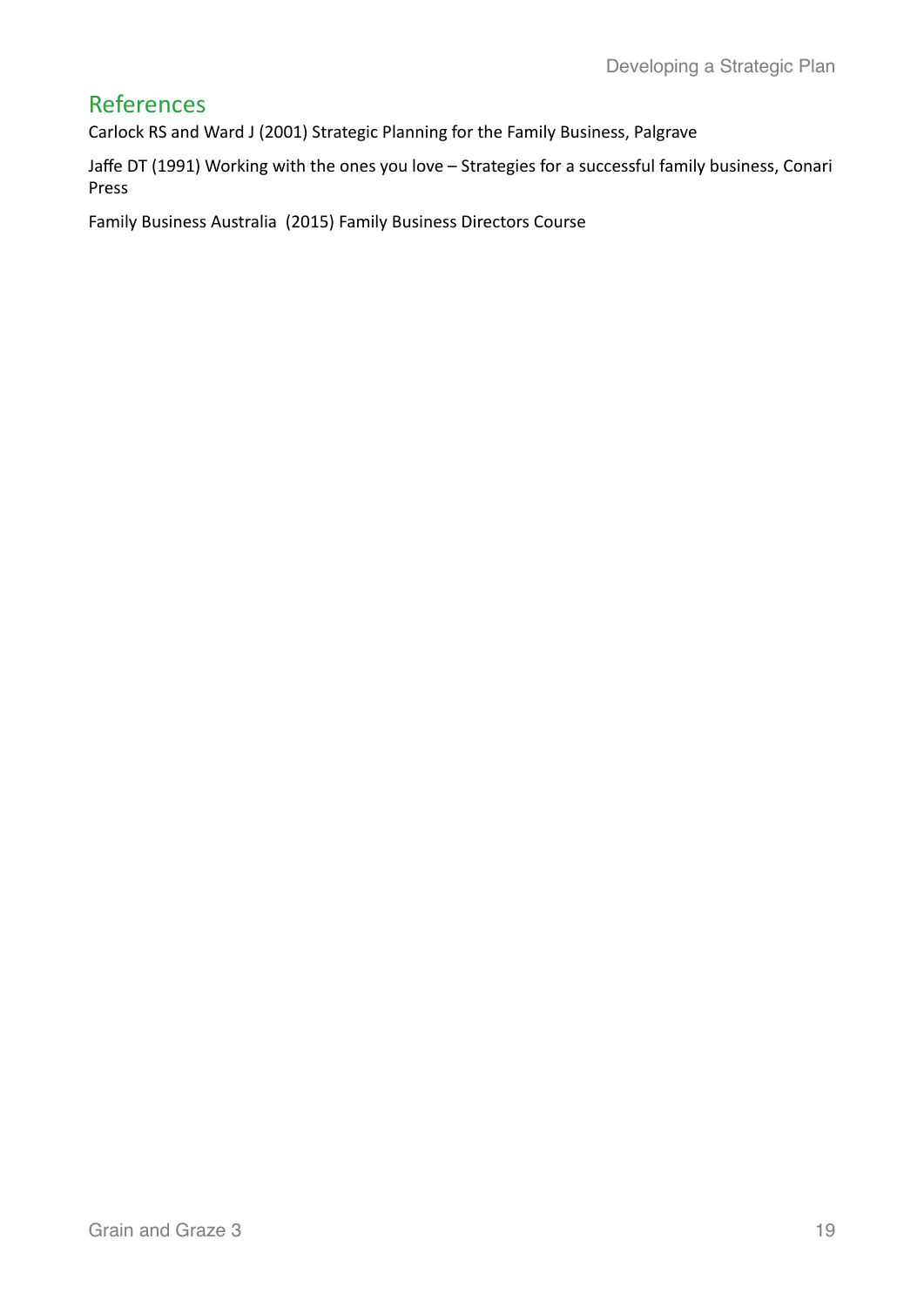## References

Carlock RS and Ward J (2001) Strategic Planning for the Family Business, Palgrave

Jaffe DT (1991) Working with the ones you love – Strategies for a successful family business, Conari Press

Family Business Australia (2015) Family Business Directors Course